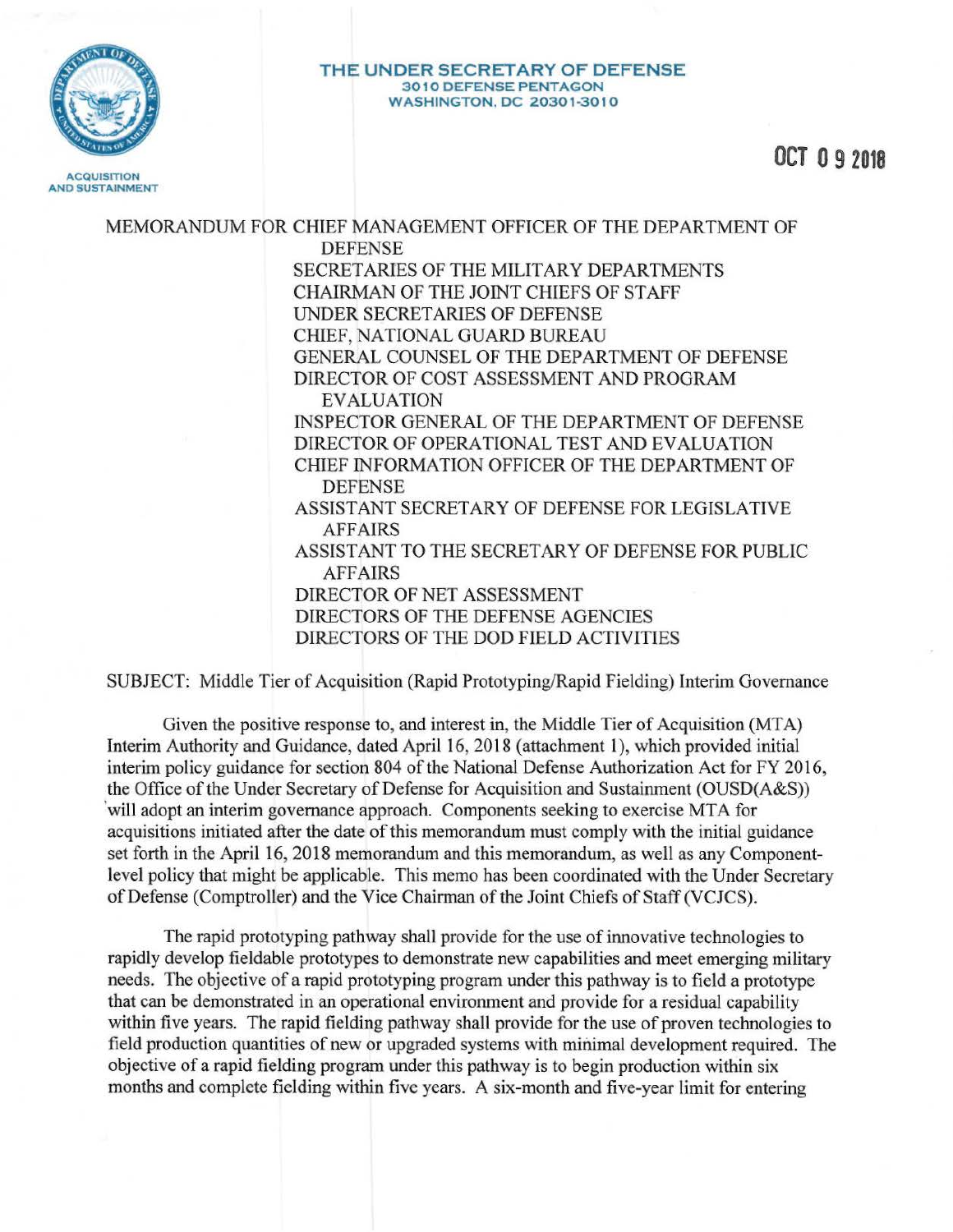ACQUISITION AND SUSTAINMENT

**THE UNDER SECRETARY OF DEFENSE**
**3010 DEFENSE PENTAGON**
**WASHINGTON, DC 20301-3010**

OCT 0 9 2018

MEMORANDUM FOR CHIEF MANAGEMENT OFFICER OF THE DEPARTMENT OF DEFENSE
SECRETARIES OF THE MILITARY DEPARTMENTS
CHAIRMAN OF THE JOINT CHIEFS OF STAFF
UNDER SECRETARIES OF DEFENSE
CHIEF, NATIONAL GUARD BUREAU
GENERAL COUNSEL OF THE DEPARTMENT OF DEFENSE
DIRECTOR OF COST ASSESSMENT AND PROGRAM EVALUATION
INSPECTOR GENERAL OF THE DEPARTMENT OF DEFENSE
DIRECTOR OF OPERATIONAL TEST AND EVALUATION
CHIEF INFORMATION OFFICER OF THE DEPARTMENT OF DEFENSE
ASSISTANT SECRETARY OF DEFENSE FOR LEGISLATIVE AFFAIRS
ASSISTANT TO THE SECRETARY OF DEFENSE FOR PUBLIC AFFAIRS
DIRECTOR OF NET ASSESSMENT
DIRECTORS OF THE DEFENSE AGENCIES
DIRECTORS OF THE DOD FIELD ACTIVITIES

SUBJECT: Middle Tier of Acquisition (Rapid Prototyping/Rapid Fielding) Interim Governance

Given the positive response to, and interest in, the Middle Tier of Acquisition (MTA) Interim Authority and Guidance, dated April 16, 2018 (attachment 1), which provided initial interim policy guidance for section 804 of the National Defense Authorization Act for FY 2016, the Office of the Under Secretary of Defense for Acquisition and Sustainment (OUSD(A&S)) will adopt an interim governance approach. Components seeking to exercise MTA for acquisitions initiated after the date of this memorandum must comply with the initial guidance set forth in the April 16, 2018 memorandum and this memorandum, as well as any Component-level policy that might be applicable. This memo has been coordinated with the Under Secretary of Defense (Comptroller) and the Vice Chairman of the Joint Chiefs of Staff (VCJCS).

The rapid prototyping pathway shall provide for the use of innovative technologies to rapidly develop fieldable prototypes to demonstrate new capabilities and meet emerging military needs. The objective of a rapid prototyping program under this pathway is to field a prototype that can be demonstrated in an operational environment and provide for a residual capability within five years. The rapid fielding pathway shall provide for the use of proven technologies to field production quantities of new or upgraded systems with minimal development required. The objective of a rapid fielding program under this pathway is to begin production within six months and complete fielding within five years. A six-month and five-year limit for entering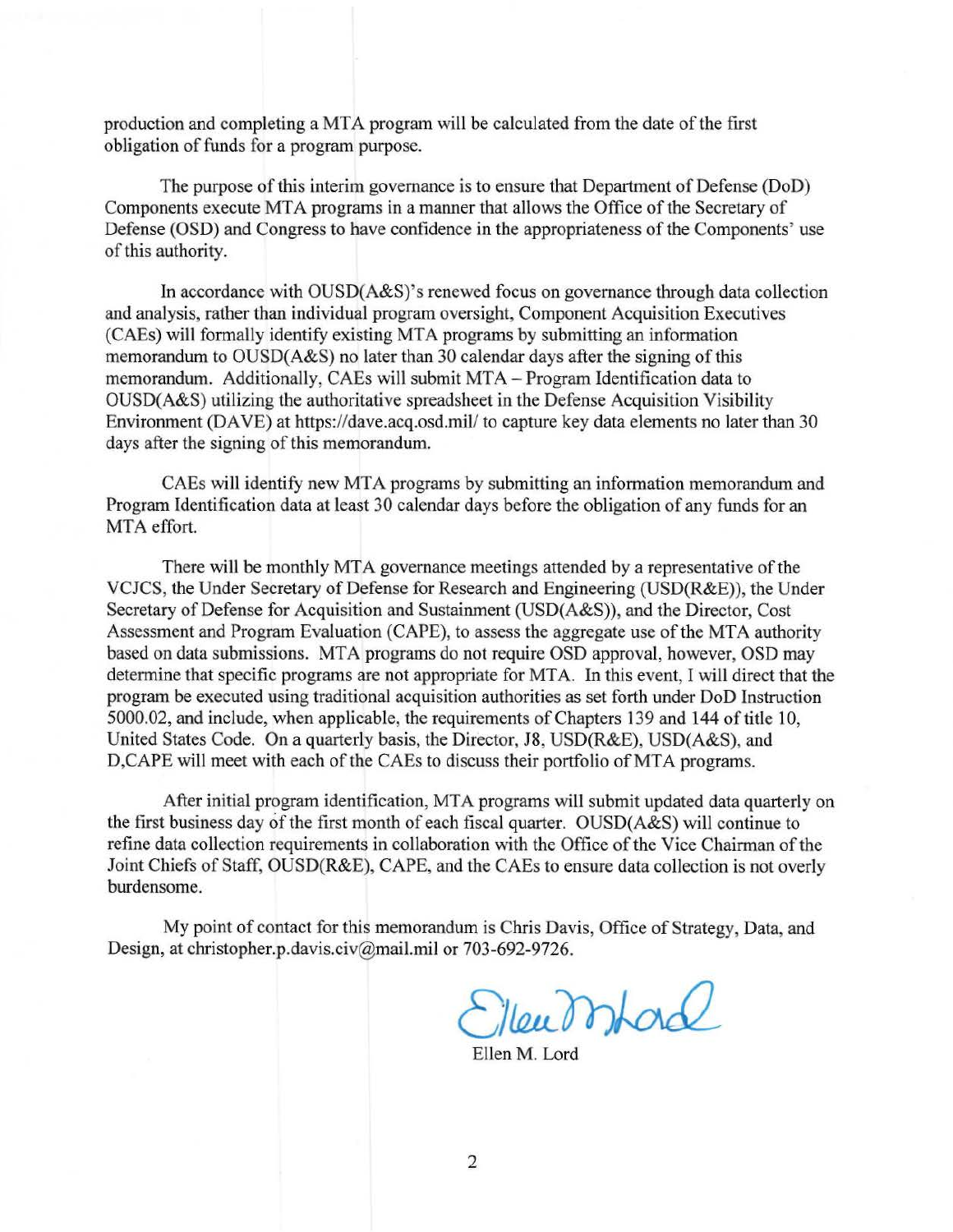production and completing a MTA program will be calculated from the date of the first obligation of funds for a program purpose.

The purpose of this interim governance is to ensure that Department of Defense (DoD) Components execute MTA programs in a manner that allows the Office of the Secretary of Defense (OSD) and Congress to have confidence in the appropriateness of the Components' use of this authority.

In accordance with OUSD(A&S)'s renewed focus on governance through data collection and analysis, rather than individual program oversight, Component Acquisition Executives (CAEs) will formally identify existing MTA programs by submitting an information memorandum to OUSD(A&S) no later than 30 calendar days after the signing of this memorandum. Additionally, CAEs will submit MTA – Program Identification data to OUSD(A&S) utilizing the authoritative spreadsheet in the Defense Acquisition Visibility Environment (DAVE) at https://dave.acq.osd.mil/ to capture key data elements no later than 30 days after the signing of this memorandum.

CAEs will identify new MTA programs by submitting an information memorandum and Program Identification data at least 30 calendar days before the obligation of any funds for an MTA effort.

There will be monthly MTA governance meetings attended by a representative of the VCJCS, the Under Secretary of Defense for Research and Engineering (USD(R&E)), the Under Secretary of Defense for Acquisition and Sustainment (USD(A&S)), and the Director, Cost Assessment and Program Evaluation (CAPE), to assess the aggregate use of the MTA authority based on data submissions. MTA programs do not require OSD approval, however, OSD may determine that specific programs are not appropriate for MTA. In this event, I will direct that the program be executed using traditional acquisition authorities as set forth under DoD Instruction 5000.02, and include, when applicable, the requirements of Chapters 139 and 144 of title 10, United States Code. On a quarterly basis, the Director, J8, USD(R&E), USD(A&S), and D,CAPE will meet with each of the CAEs to discuss their portfolio of MTA programs.

After initial program identification, MTA programs will submit updated data quarterly on the first business day of the first month of each fiscal quarter. OUSD(A&S) will continue to refine data collection requirements in collaboration with the Office of the Vice Chairman of the Joint Chiefs of Staff, OUSD(R&E), CAPE, and the CAEs to ensure data collection is not overly burdensome.

My point of contact for this memorandum is Chris Davis, Office of Strategy, Data, and Design, at christopher.p.davis.civ@mail.mil or 703-692-9726.

Ellen M. Lord